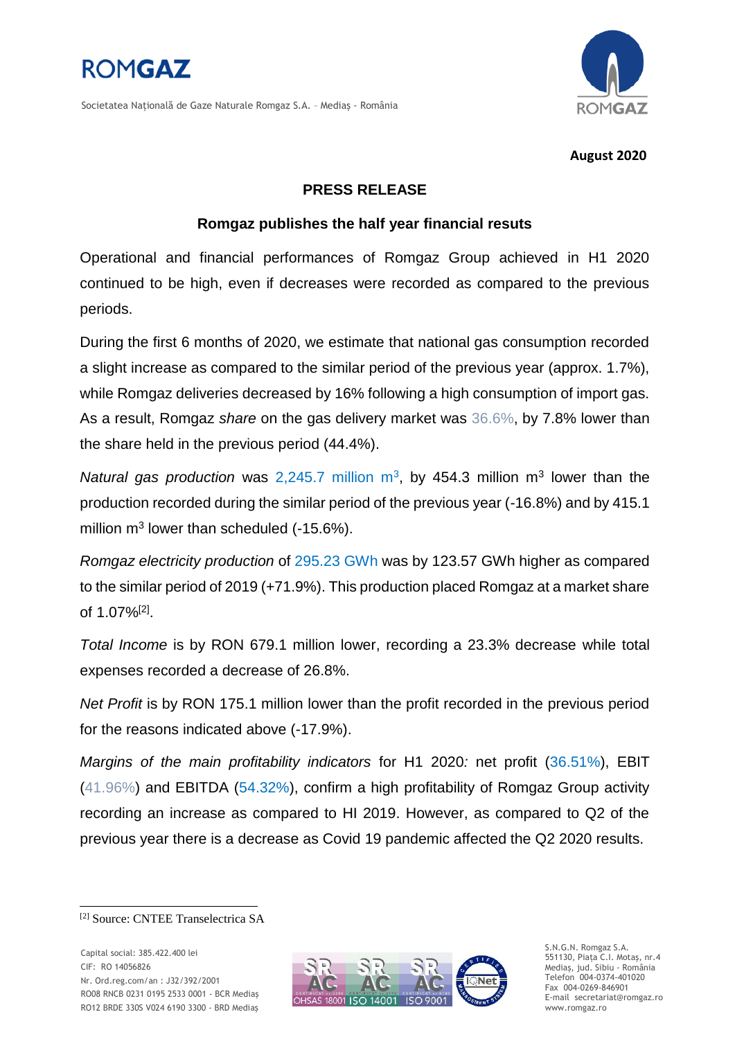August 2020

## PRESS RELEASE

### Romgaz publishes the half year financial resuts

Operational and financial performances of Romgaz Group achieved in H1 2020 continued to be high, even if decreases were recorded as compared to the previous periods.

During the first 6 months of 2020, we estimate that national gas consumption recorded a slight increase as compared to the similar period of the previous year (approx. 1.7%), while Romgaz deliveries decreased by 16% following a high consumption of import gas. As a result, Romgaz *share* on the gas delivery market was 36.6%, by 7.8% lower than the share held in the previous period (44.4%).

*Natural gas production* was 2,245.7 million $m^3$, by 454.3 million $m^3$ lower than the production recorded during the similar period of the previous year (-16.8%) and by 415.1 million $m^3$ lower than scheduled (-15.6%).

*Romgaz electricity production* of 295.23 GWh was by 123.57 GWh higher as compared to the similar period of 2019 (+71.9%). This production placed Romgaz at a market share of 1.07%[2].

*Total Income* is by RON 679.1 million lower, recording a 23.3% decrease while total expenses recorded a decrease of 26.8%.

*Net Profit* is by RON 175.1 million lower than the profit recorded in the previous period for the reasons indicated above (-17.9%).

*Margins of the main profitability indicators* for H1 2020*:* net profit (36.51%), EBIT (41.96%) and EBITDA (54.32%), confirm a high profitability of Romgaz Group activity recording an increase as compared to HI 2019. However, as compared to Q2 of the previous year there is a decrease as Covid 19 pandemic affected the Q2 2020 results.

---

[2] Source: CNTEE Transelectrica SA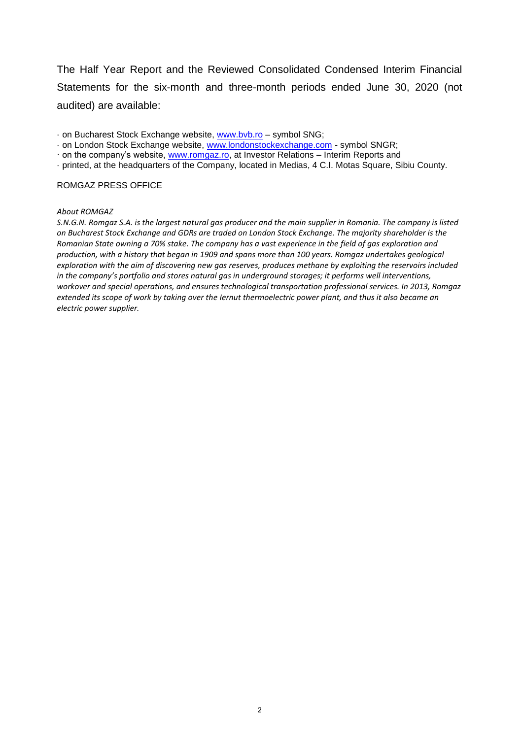The Half Year Report and the Reviewed Consolidated Condensed Interim Financial Statements for the six-month and three-month periods ended June 30, 2020 (not audited) are available:

· on Bucharest Stock Exchange website, www.bvb.ro – symbol SNG;
· on London Stock Exchange website, www.londonstockexchange.com - symbol SNGR;
· on the company's website, www.romgaz.ro, at Investor Relations – Interim Reports and
· printed, at the headquarters of the Company, located in Medias, 4 C.I. Motas Square, Sibiu County.

ROMGAZ PRESS OFFICE

*About ROMGAZ*

*S.N.G.N. Romgaz S.A. is the largest natural gas producer and the main supplier in Romania. The company is listed on Bucharest Stock Exchange and GDRs are traded on London Stock Exchange. The majority shareholder is the Romanian State owning a 70% stake. The company has a vast experience in the field of gas exploration and production, with a history that began in 1909 and spans more than 100 years. Romgaz undertakes geological exploration with the aim of discovering new gas reserves, produces methane by exploiting the reservoirs included in the company's portfolio and stores natural gas in underground storages; it performs well interventions, workover and special operations, and ensures technological transportation professional services. In 2013, Romgaz extended its scope of work by taking over the Iernut thermoelectric power plant, and thus it also became an electric power supplier.*